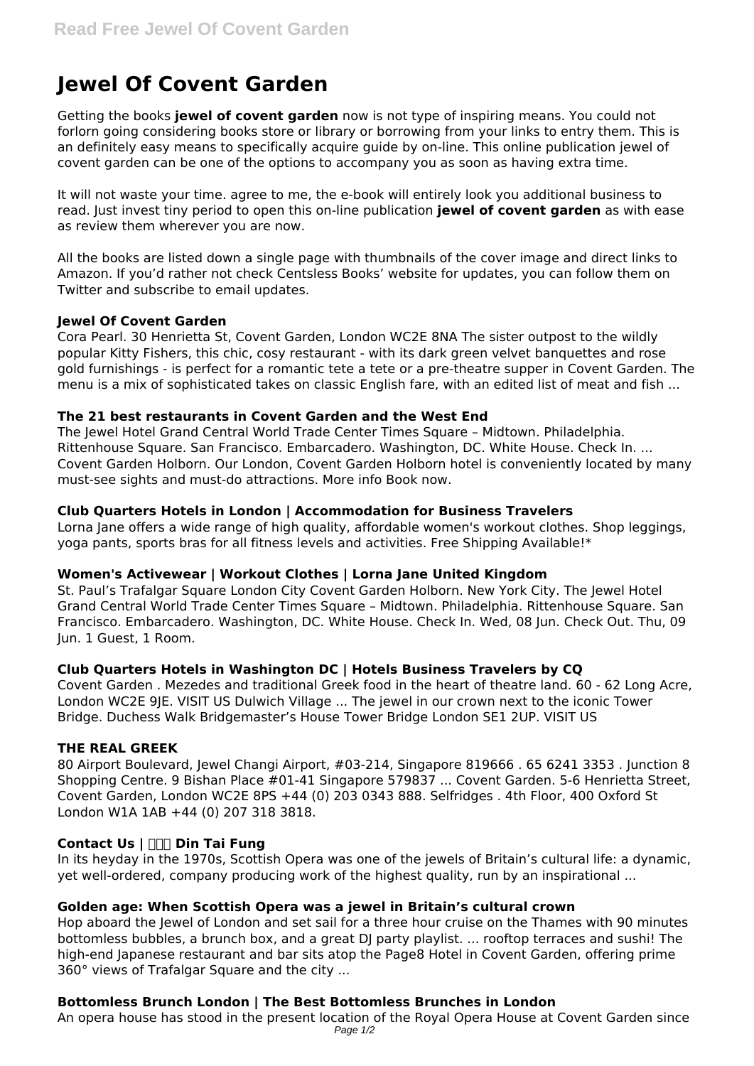# Jewel Of Covent Garden

Getting the books **jewel of covent garden** now is not type of inspiring means. You could not forlorn going considering books store or library or borrowing from your links to entry them. This is an definitely easy means to specifically acquire guide by on-line. This online publication jewel of covent garden can be one of the options to accompany you as soon as having extra time.

It will not waste your time. agree to me, the e-book will entirely look you additional business to read. Just invest tiny period to open this on-line publication **jewel of covent garden** as with ease as review them wherever you are now.

All the books are listed down a single page with thumbnails of the cover image and direct links to Amazon. If you'd rather not check Centsless Books' website for updates, you can follow them on Twitter and subscribe to email updates.

### Jewel Of Covent Garden

Cora Pearl. 30 Henrietta St, Covent Garden, London WC2E 8NA The sister outpost to the wildly popular Kitty Fishers, this chic, cosy restaurant - with its dark green velvet banquettes and rose gold furnishings - is perfect for a romantic tete a tete or a pre-theatre supper in Covent Garden. The menu is a mix of sophisticated takes on classic English fare, with an edited list of meat and fish ...

### The 21 best restaurants in Covent Garden and the West End

The Jewel Hotel Grand Central World Trade Center Times Square – Midtown. Philadelphia. Rittenhouse Square. San Francisco. Embarcadero. Washington, DC. White House. Check In. ... Covent Garden Holborn. Our London, Covent Garden Holborn hotel is conveniently located by many must-see sights and must-do attractions. More info Book now.

### Club Quarters Hotels in London | Accommodation for Business Travelers

Lorna Jane offers a wide range of high quality, affordable women's workout clothes. Shop leggings, yoga pants, sports bras for all fitness levels and activities. Free Shipping Available!*

### Women's Activewear | Workout Clothes | Lorna Jane United Kingdom

St. Paul's Trafalgar Square London City Covent Garden Holborn. New York City. The Jewel Hotel Grand Central World Trade Center Times Square – Midtown. Philadelphia. Rittenhouse Square. San Francisco. Embarcadero. Washington, DC. White House. Check In. Wed, 08 Jun. Check Out. Thu, 09 Jun. 1 Guest, 1 Room.

### Club Quarters Hotels in Washington DC | Hotels Business Travelers by CQ

Covent Garden . Mezedes and traditional Greek food in the heart of theatre land. 60 - 62 Long Acre, London WC2E 9JE. VISIT US Dulwich Village ... The jewel in our crown next to the iconic Tower Bridge. Duchess Walk Bridgemaster's House Tower Bridge London SE1 2UP. VISIT US

### THE REAL GREEK

80 Airport Boulevard, Jewel Changi Airport, #03-214, Singapore 819666 . 65 6241 3353 . Junction 8 Shopping Centre. 9 Bishan Place #01-41 Singapore 579837 ... Covent Garden. 5-6 Henrietta Street, Covent Garden, London WC2E 8PS +44 (0) 203 0343 888. Selfridges . 4th Floor, 400 Oxford St London W1A 1AB +44 (0) 207 318 3818.

### Contact Us | 鼎泰豐 Din Tai Fung

In its heyday in the 1970s, Scottish Opera was one of the jewels of Britain's cultural life: a dynamic, yet well-ordered, company producing work of the highest quality, run by an inspirational ...

### Golden age: When Scottish Opera was a jewel in Britain's cultural crown

Hop aboard the Jewel of London and set sail for a three hour cruise on the Thames with 90 minutes bottomless bubbles, a brunch box, and a great DJ party playlist. ... rooftop terraces and sushi! The high-end Japanese restaurant and bar sits atop the Page8 Hotel in Covent Garden, offering prime 360° views of Trafalgar Square and the city ...

### Bottomless Brunch London | The Best Bottomless Brunches in London

An opera house has stood in the present location of the Royal Opera House at Covent Garden since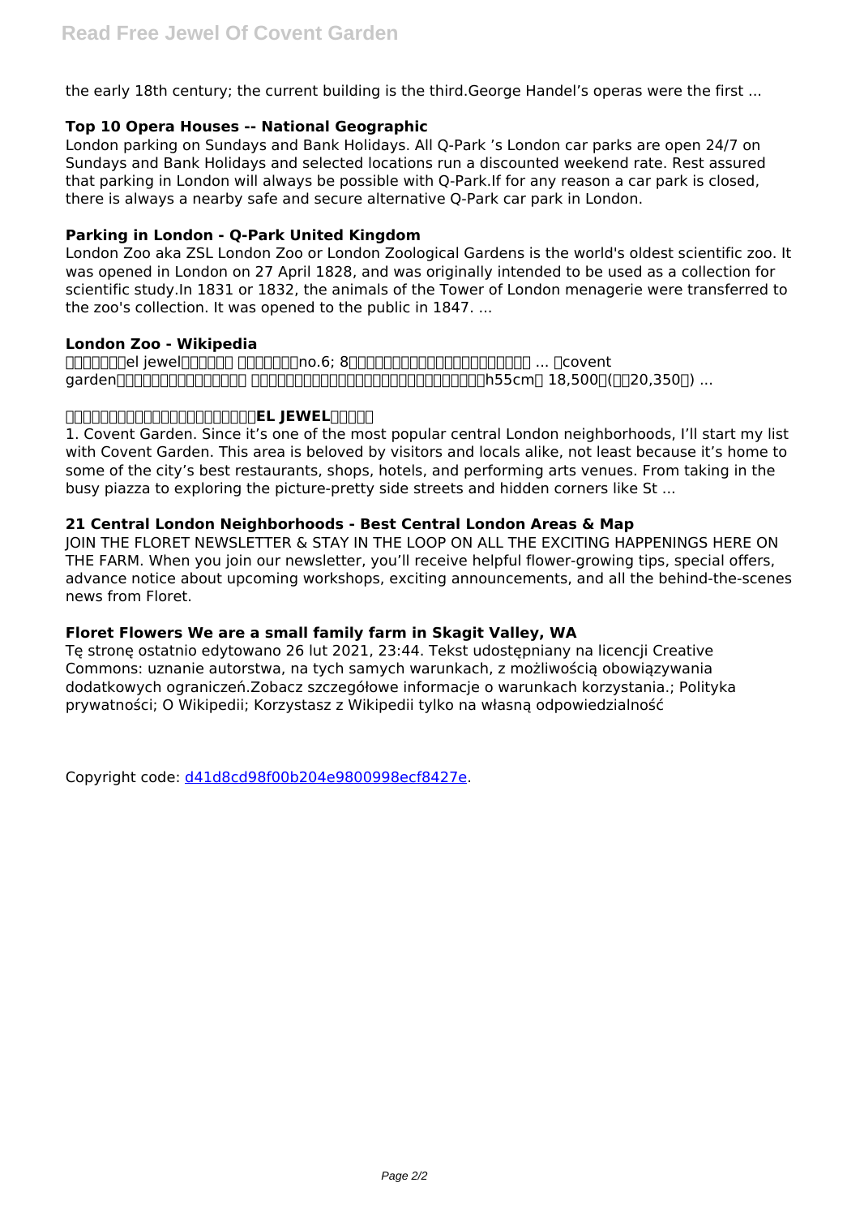the early 18th century; the current building is the third.George Handel's operas were the first ...

**Top 10 Opera Houses -- National Geographic**

London parking on Sundays and Bank Holidays. All Q-Park 's London car parks are open 24/7 on Sundays and Bank Holidays and selected locations run a discounted weekend rate. Rest assured that parking in London will always be possible with Q-Park.If for any reason a car park is closed, there is always a nearby safe and secure alternative Q-Park car park in London.

**Parking in London - Q-Park United Kingdom**

London Zoo aka ZSL London Zoo or London Zoological Gardens is the world's oldest scientific zoo. It was opened in London on 27 April 1828, and was originally intended to be used as a collection for scientific study.In 1831 or 1832, the animals of the Tower of London menagerie were transferred to the zoo's collection. It was opened to the public in 1847. ...

**London Zoo - Wikipedia**

□□□□□□el jewel□□□□□□ □□□□□□no.6; 8□□□□□□□□□□□□□□□□□□□□ ... □covent garden□□□□□□□□□□□□□□ □□□□□□□□□□□□□□□□□□□□□□□□□□h55cm□ 18,500□(□□20,350□) ...

**□□□□□□□□□□□□□□□□□□□□□□□□EL JEWEL□□□□□**

1. Covent Garden. Since it's one of the most popular central London neighborhoods, I'll start my list with Covent Garden. This area is beloved by visitors and locals alike, not least because it's home to some of the city's best restaurants, shops, hotels, and performing arts venues. From taking in the busy piazza to exploring the picture-pretty side streets and hidden corners like St ...

**21 Central London Neighborhoods - Best Central London Areas & Map**

JOIN THE FLORET NEWSLETTER & STAY IN THE LOOP ON ALL THE EXCITING HAPPENINGS HERE ON THE FARM. When you join our newsletter, you'll receive helpful flower-growing tips, special offers, advance notice about upcoming workshops, exciting announcements, and all the behind-the-scenes news from Floret.

**Floret Flowers We are a small family farm in Skagit Valley, WA**

Tę stronę ostatnio edytowano 26 lut 2021, 23:44. Tekst udostępniany na licencji Creative Commons: uznanie autorstwa, na tych samych warunkach, z możliwością obowiązywania dodatkowych ograniczeń.Zobacz szczegółowe informacje o warunkach korzystania.; Polityka prywatności; O Wikipedii; Korzystasz z Wikipedii tylko na własną odpowiedzialność

Copyright code: d41d8cd98f00b204e9800998ecf8427e.